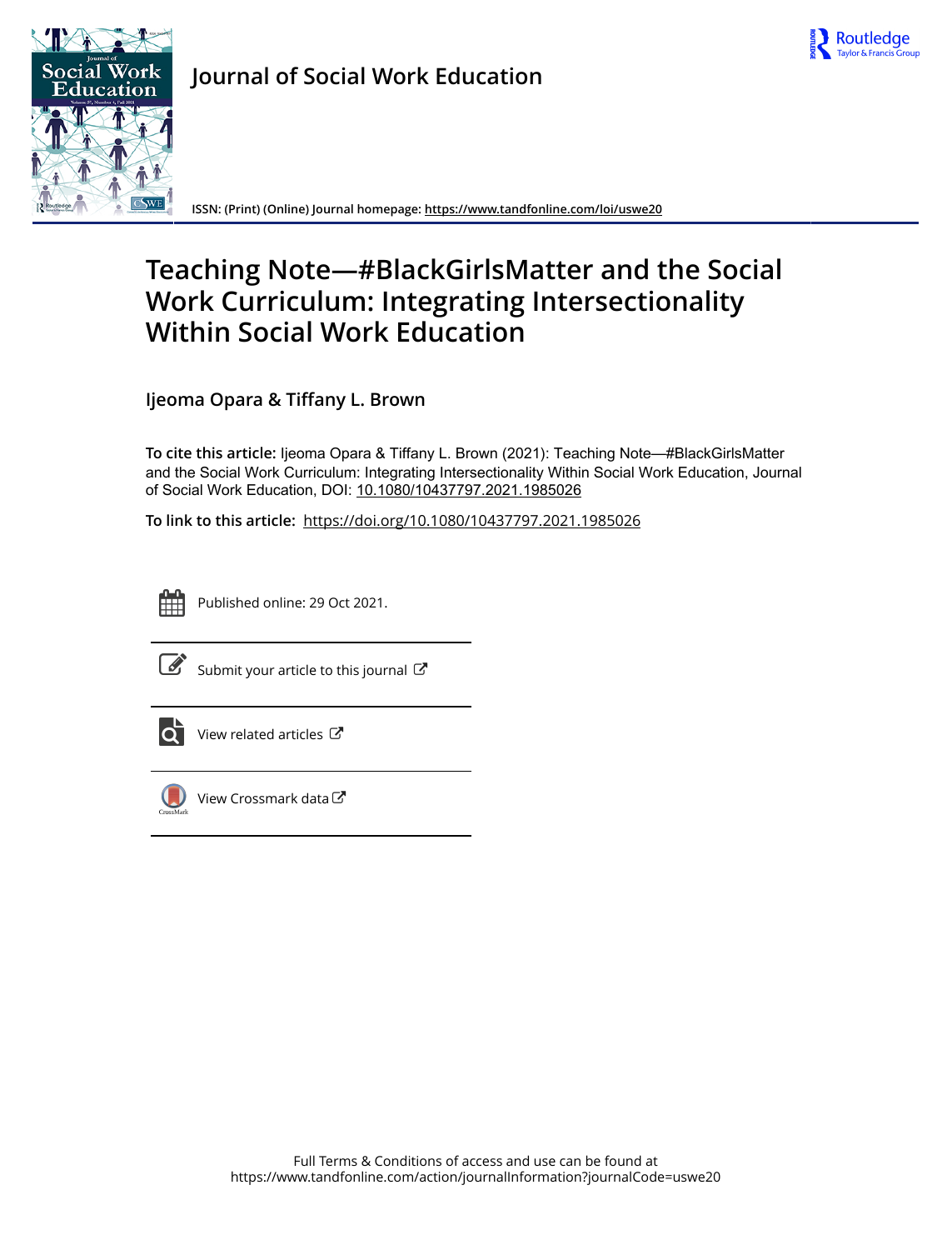# Journal of Social Work Education

ISSN: (Print) (Online) Journal homepage: https://www.tandfonline.com/loi/uswe20

# Teaching Note—#BlackGirlsMatter and the Social Work Curriculum: Integrating Intersectionality Within Social Work Education

**Ijeoma Opara & Tiffany L. Brown**

**To cite this article:** Ijeoma Opara & Tiffany L. Brown (2021): Teaching Note—#BlackGirlsMatter and the Social Work Curriculum: Integrating Intersectionality Within Social Work Education, Journal of Social Work Education, DOI: 10.1080/10437797.2021.1985026

**To link to this article:** https://doi.org/10.1080/10437797.2021.1985026

Published online: 29 Oct 2021.

Submit your article to this journal

View related articles

View Crossmark data

Full Terms & Conditions of access and use can be found at https://www.tandfonline.com/action/journalInformation?journalCode=uswe20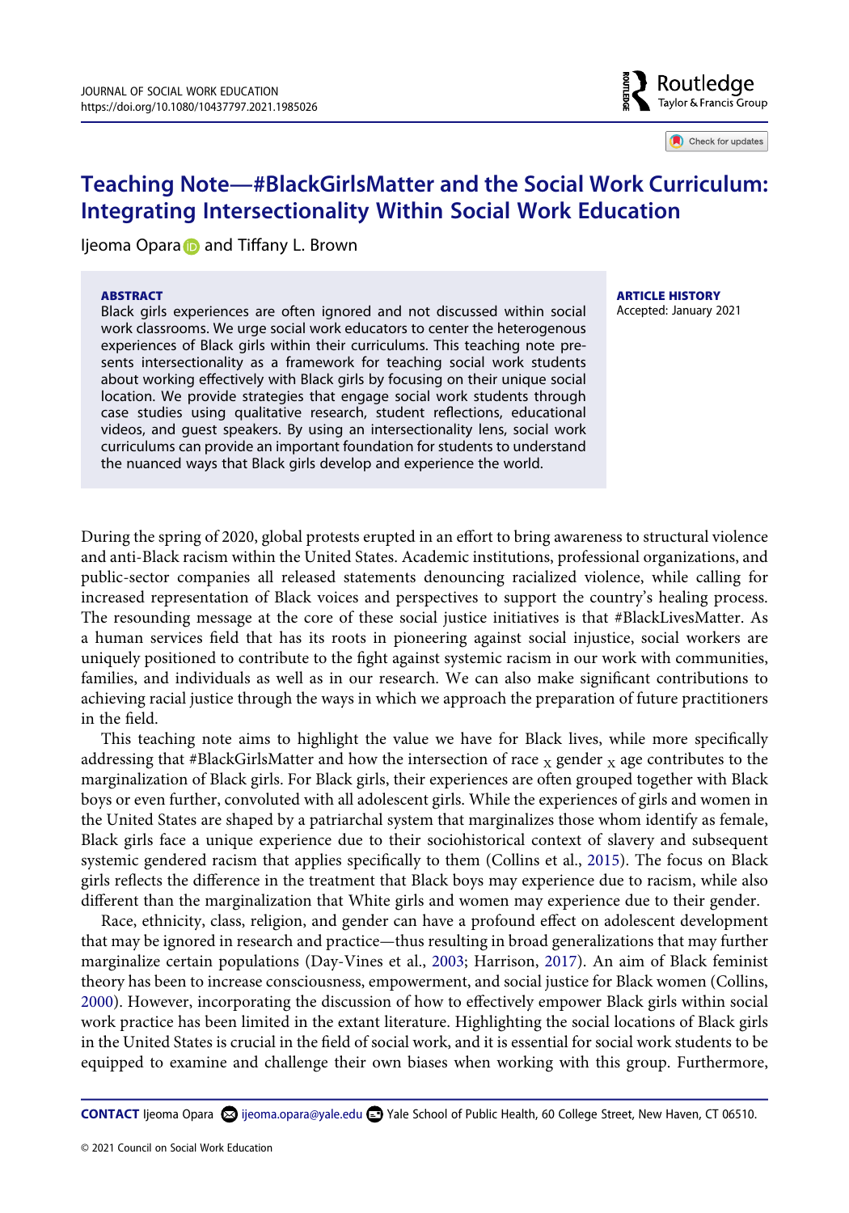# Teaching Note—#BlackGirlsMatter and the Social Work Curriculum: Integrating Intersectionality Within Social Work Education

Ijeoma Opara and Tiffany L. Brown

**ABSTRACT**

Black girls experiences are often ignored and not discussed within social work classrooms. We urge social work educators to center the heterogenous experiences of Black girls within their curriculums. This teaching note presents intersectionality as a framework for teaching social work students about working effectively with Black girls by focusing on their unique social location. We provide strategies that engage social work students through case studies using qualitative research, student reflections, educational videos, and guest speakers. By using an intersectionality lens, social work curriculums can provide an important foundation for students to understand the nuanced ways that Black girls develop and experience the world.

**ARTICLE HISTORY**

Accepted: January 2021

During the spring of 2020, global protests erupted in an effort to bring awareness to structural violence and anti-Black racism within the United States. Academic institutions, professional organizations, and public-sector companies all released statements denouncing racialized violence, while calling for increased representation of Black voices and perspectives to support the country's healing process. The resounding message at the core of these social justice initiatives is that #BlackLivesMatter. As a human services field that has its roots in pioneering against social injustice, social workers are uniquely positioned to contribute to the fight against systemic racism in our work with communities, families, and individuals as well as in our research. We can also make significant contributions to achieving racial justice through the ways in which we approach the preparation of future practitioners in the field.

This teaching note aims to highlight the value we have for Black lives, while more specifically addressing that #BlackGirlsMatter and how the intersection of race $_x$ gender $_x$ age contributes to the marginalization of Black girls. For Black girls, their experiences are often grouped together with Black boys or even further, convoluted with all adolescent girls. While the experiences of girls and women in the United States are shaped by a patriarchal system that marginalizes those whom identify as female, Black girls face a unique experience due to their sociohistorical context of slavery and subsequent systemic gendered racism that applies specifically to them (Collins et al., 2015). The focus on Black girls reflects the difference in the treatment that Black boys may experience due to racism, while also different than the marginalization that White girls and women may experience due to their gender.

Race, ethnicity, class, religion, and gender can have a profound effect on adolescent development that may be ignored in research and practice—thus resulting in broad generalizations that may further marginalize certain populations (Day-Vines et al., 2003; Harrison, 2017). An aim of Black feminist theory has been to increase consciousness, empowerment, and social justice for Black women (Collins, 2000). However, incorporating the discussion of how to effectively empower Black girls within social work practice has been limited in the extant literature. Highlighting the social locations of Black girls in the United States is crucial in the field of social work, and it is essential for social work students to be equipped to examine and challenge their own biases when working with this group. Furthermore,

**CONTACT** Ijeoma Opara ijeoma.opara@yale.edu Yale School of Public Health, 60 College Street, New Haven, CT 06510.

© 2021 Council on Social Work Education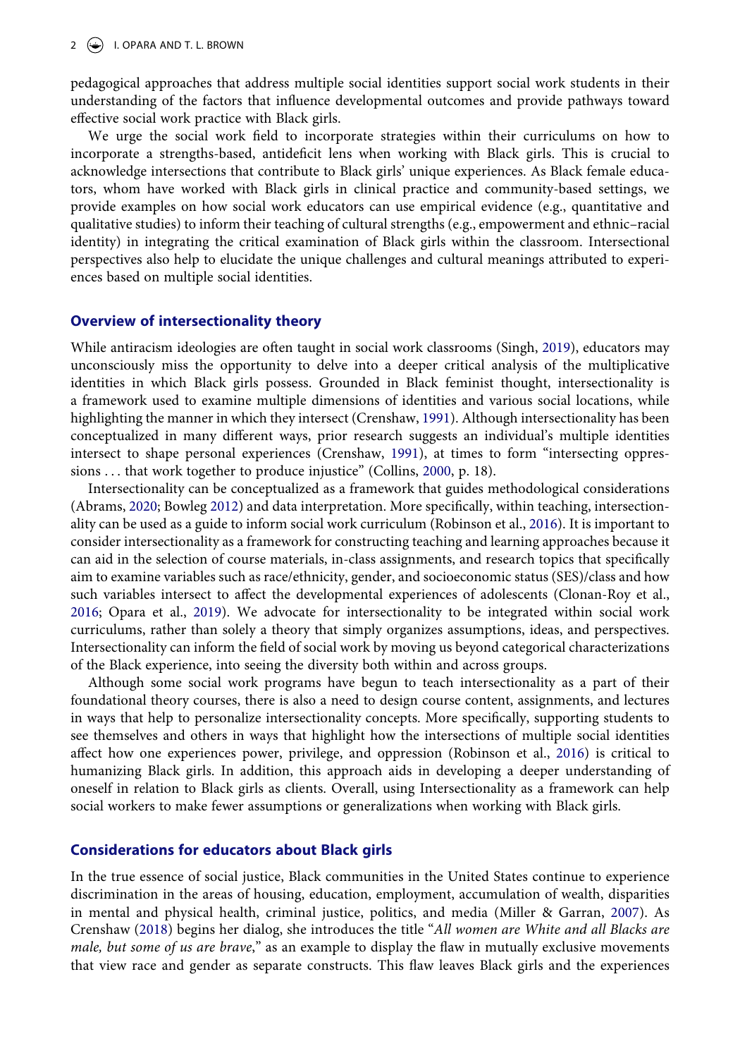pedagogical approaches that address multiple social identities support social work students in their understanding of the factors that influence developmental outcomes and provide pathways toward effective social work practice with Black girls.

We urge the social work field to incorporate strategies within their curriculums on how to incorporate a strengths-based, antideficit lens when working with Black girls. This is crucial to acknowledge intersections that contribute to Black girls' unique experiences. As Black female educators, whom have worked with Black girls in clinical practice and community-based settings, we provide examples on how social work educators can use empirical evidence (e.g., quantitative and qualitative studies) to inform their teaching of cultural strengths (e.g., empowerment and ethnic–racial identity) in integrating the critical examination of Black girls within the classroom. Intersectional perspectives also help to elucidate the unique challenges and cultural meanings attributed to experiences based on multiple social identities.

## Overview of intersectionality theory

While antiracism ideologies are often taught in social work classrooms (Singh, 2019), educators may unconsciously miss the opportunity to delve into a deeper critical analysis of the multiplicative identities in which Black girls possess. Grounded in Black feminist thought, intersectionality is a framework used to examine multiple dimensions of identities and various social locations, while highlighting the manner in which they intersect (Crenshaw, 1991). Although intersectionality has been conceptualized in many different ways, prior research suggests an individual's multiple identities intersect to shape personal experiences (Crenshaw, 1991), at times to form "intersecting oppressions ... that work together to produce injustice" (Collins, 2000, p. 18).

Intersectionality can be conceptualized as a framework that guides methodological considerations (Abrams, 2020; Bowleg 2012) and data interpretation. More specifically, within teaching, intersectionality can be used as a guide to inform social work curriculum (Robinson et al., 2016). It is important to consider intersectionality as a framework for constructing teaching and learning approaches because it can aid in the selection of course materials, in-class assignments, and research topics that specifically aim to examine variables such as race/ethnicity, gender, and socioeconomic status (SES)/class and how such variables intersect to affect the developmental experiences of adolescents (Clonan-Roy et al., 2016; Opara et al., 2019). We advocate for intersectionality to be integrated within social work curriculums, rather than solely a theory that simply organizes assumptions, ideas, and perspectives. Intersectionality can inform the field of social work by moving us beyond categorical characterizations of the Black experience, into seeing the diversity both within and across groups.

Although some social work programs have begun to teach intersectionality as a part of their foundational theory courses, there is also a need to design course content, assignments, and lectures in ways that help to personalize intersectionality concepts. More specifically, supporting students to see themselves and others in ways that highlight how the intersections of multiple social identities affect how one experiences power, privilege, and oppression (Robinson et al., 2016) is critical to humanizing Black girls. In addition, this approach aids in developing a deeper understanding of oneself in relation to Black girls as clients. Overall, using Intersectionality as a framework can help social workers to make fewer assumptions or generalizations when working with Black girls.

## Considerations for educators about Black girls

In the true essence of social justice, Black communities in the United States continue to experience discrimination in the areas of housing, education, employment, accumulation of wealth, disparities in mental and physical health, criminal justice, politics, and media (Miller & Garran, 2007). As Crenshaw (2018) begins her dialog, she introduces the title "*All women are White and all Blacks are male, but some of us are brave*," as an example to display the flaw in mutually exclusive movements that view race and gender as separate constructs. This flaw leaves Black girls and the experiences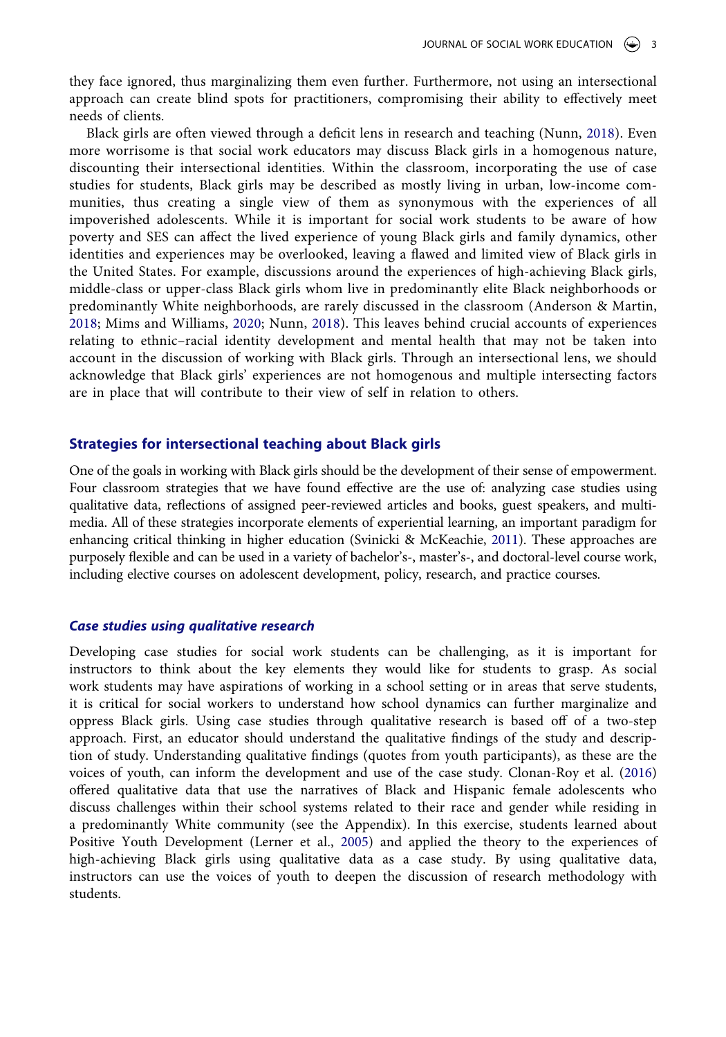they face ignored, thus marginalizing them even further. Furthermore, not using an intersectional approach can create blind spots for practitioners, compromising their ability to effectively meet needs of clients.

Black girls are often viewed through a deficit lens in research and teaching (Nunn, 2018). Even more worrisome is that social work educators may discuss Black girls in a homogenous nature, discounting their intersectional identities. Within the classroom, incorporating the use of case studies for students, Black girls may be described as mostly living in urban, low-income communities, thus creating a single view of them as synonymous with the experiences of all impoverished adolescents. While it is important for social work students to be aware of how poverty and SES can affect the lived experience of young Black girls and family dynamics, other identities and experiences may be overlooked, leaving a flawed and limited view of Black girls in the United States. For example, discussions around the experiences of high-achieving Black girls, middle-class or upper-class Black girls whom live in predominantly elite Black neighborhoods or predominantly White neighborhoods, are rarely discussed in the classroom (Anderson & Martin, 2018; Mims and Williams, 2020; Nunn, 2018). This leaves behind crucial accounts of experiences relating to ethnic–racial identity development and mental health that may not be taken into account in the discussion of working with Black girls. Through an intersectional lens, we should acknowledge that Black girls' experiences are not homogenous and multiple intersecting factors are in place that will contribute to their view of self in relation to others.

## Strategies for intersectional teaching about Black girls

One of the goals in working with Black girls should be the development of their sense of empowerment. Four classroom strategies that we have found effective are the use of: analyzing case studies using qualitative data, reflections of assigned peer-reviewed articles and books, guest speakers, and multimedia. All of these strategies incorporate elements of experiential learning, an important paradigm for enhancing critical thinking in higher education (Svinicki & McKeachie, 2011). These approaches are purposely flexible and can be used in a variety of bachelor's-, master's-, and doctoral-level course work, including elective courses on adolescent development, policy, research, and practice courses.

### *Case studies using qualitative research*

Developing case studies for social work students can be challenging, as it is important for instructors to think about the key elements they would like for students to grasp. As social work students may have aspirations of working in a school setting or in areas that serve students, it is critical for social workers to understand how school dynamics can further marginalize and oppress Black girls. Using case studies through qualitative research is based off of a two-step approach. First, an educator should understand the qualitative findings of the study and description of study. Understanding qualitative findings (quotes from youth participants), as these are the voices of youth, can inform the development and use of the case study. Clonan-Roy et al. (2016) offered qualitative data that use the narratives of Black and Hispanic female adolescents who discuss challenges within their school systems related to their race and gender while residing in a predominantly White community (see the Appendix). In this exercise, students learned about Positive Youth Development (Lerner et al., 2005) and applied the theory to the experiences of high-achieving Black girls using qualitative data as a case study. By using qualitative data, instructors can use the voices of youth to deepen the discussion of research methodology with students.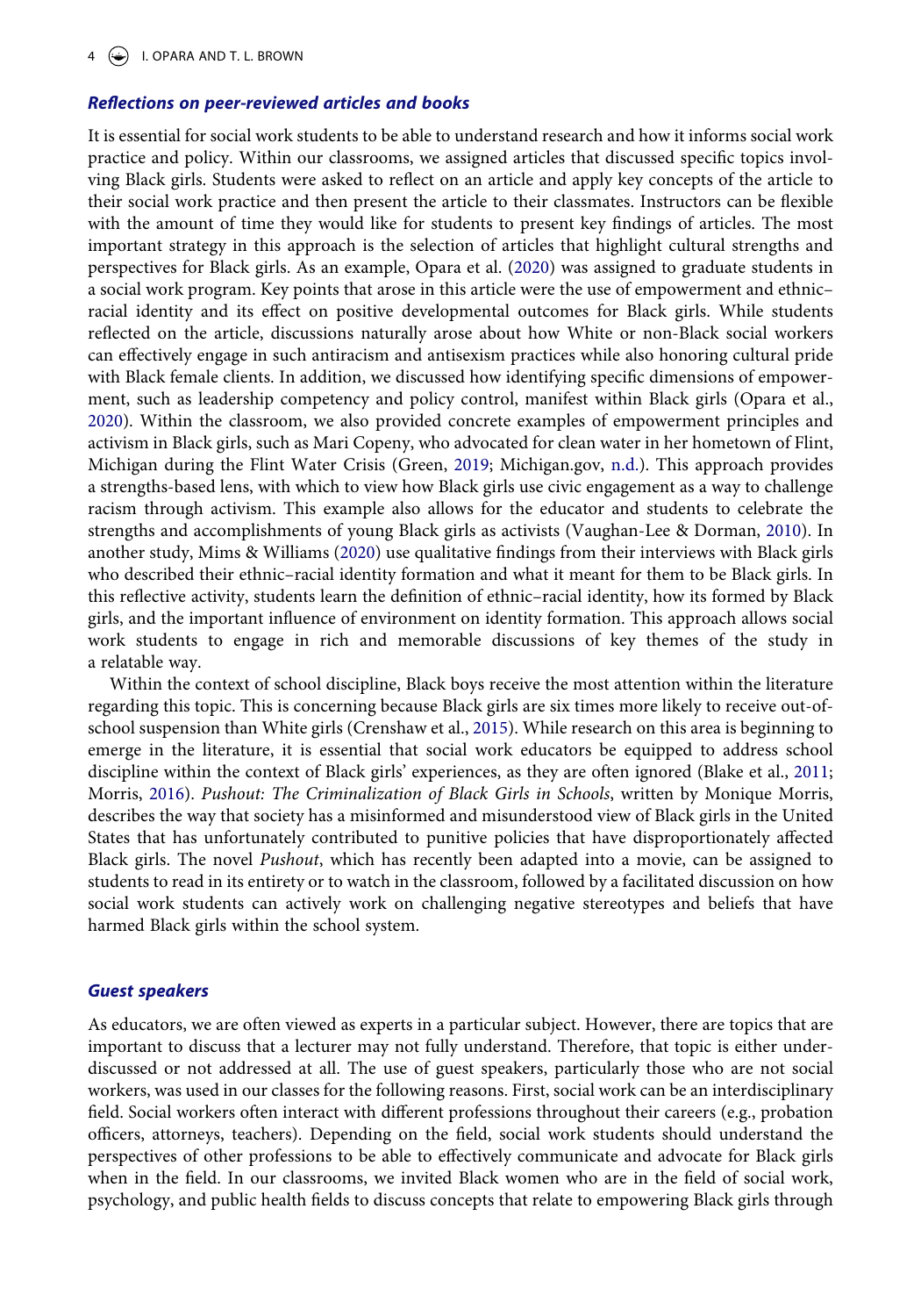### *Reflections on peer-reviewed articles and books*

It is essential for social work students to be able to understand research and how it informs social work practice and policy. Within our classrooms, we assigned articles that discussed specific topics involving Black girls. Students were asked to reflect on an article and apply key concepts of the article to their social work practice and then present the article to their classmates. Instructors can be flexible with the amount of time they would like for students to present key findings of articles. The most important strategy in this approach is the selection of articles that highlight cultural strengths and perspectives for Black girls. As an example, Opara et al. (2020) was assigned to graduate students in a social work program. Key points that arose in this article were the use of empowerment and ethnic–racial identity and its effect on positive developmental outcomes for Black girls. While students reflected on the article, discussions naturally arose about how White or non-Black social workers can effectively engage in such antiracism and antisexism practices while also honoring cultural pride with Black female clients. In addition, we discussed how identifying specific dimensions of empowerment, such as leadership competency and policy control, manifest within Black girls (Opara et al., 2020). Within the classroom, we also provided concrete examples of empowerment principles and activism in Black girls, such as Mari Copeny, who advocated for clean water in her hometown of Flint, Michigan during the Flint Water Crisis (Green, 2019; Michigan.gov, n.d.). This approach provides a strengths-based lens, with which to view how Black girls use civic engagement as a way to challenge racism through activism. This example also allows for the educator and students to celebrate the strengths and accomplishments of young Black girls as activists (Vaughan-Lee & Dorman, 2010). In another study, Mims & Williams (2020) use qualitative findings from their interviews with Black girls who described their ethnic–racial identity formation and what it meant for them to be Black girls. In this reflective activity, students learn the definition of ethnic–racial identity, how its formed by Black girls, and the important influence of environment on identity formation. This approach allows social work students to engage in rich and memorable discussions of key themes of the study in a relatable way.

Within the context of school discipline, Black boys receive the most attention within the literature regarding this topic. This is concerning because Black girls are six times more likely to receive out-of-school suspension than White girls (Crenshaw et al., 2015). While research on this area is beginning to emerge in the literature, it is essential that social work educators be equipped to address school discipline within the context of Black girls' experiences, as they are often ignored (Blake et al., 2011; Morris, 2016). *Pushout: The Criminalization of Black Girls in Schools*, written by Monique Morris, describes the way that society has a misinformed and misunderstood view of Black girls in the United States that has unfortunately contributed to punitive policies that have disproportionately affected Black girls. The novel *Pushout*, which has recently been adapted into a movie, can be assigned to students to read in its entirety or to watch in the classroom, followed by a facilitated discussion on how social work students can actively work on challenging negative stereotypes and beliefs that have harmed Black girls within the school system.

### *Guest speakers*

As educators, we are often viewed as experts in a particular subject. However, there are topics that are important to discuss that a lecturer may not fully understand. Therefore, that topic is either under-discussed or not addressed at all. The use of guest speakers, particularly those who are not social workers, was used in our classes for the following reasons. First, social work can be an interdisciplinary field. Social workers often interact with different professions throughout their careers (e.g., probation officers, attorneys, teachers). Depending on the field, social work students should understand the perspectives of other professions to be able to effectively communicate and advocate for Black girls when in the field. In our classrooms, we invited Black women who are in the field of social work, psychology, and public health fields to discuss concepts that relate to empowering Black girls through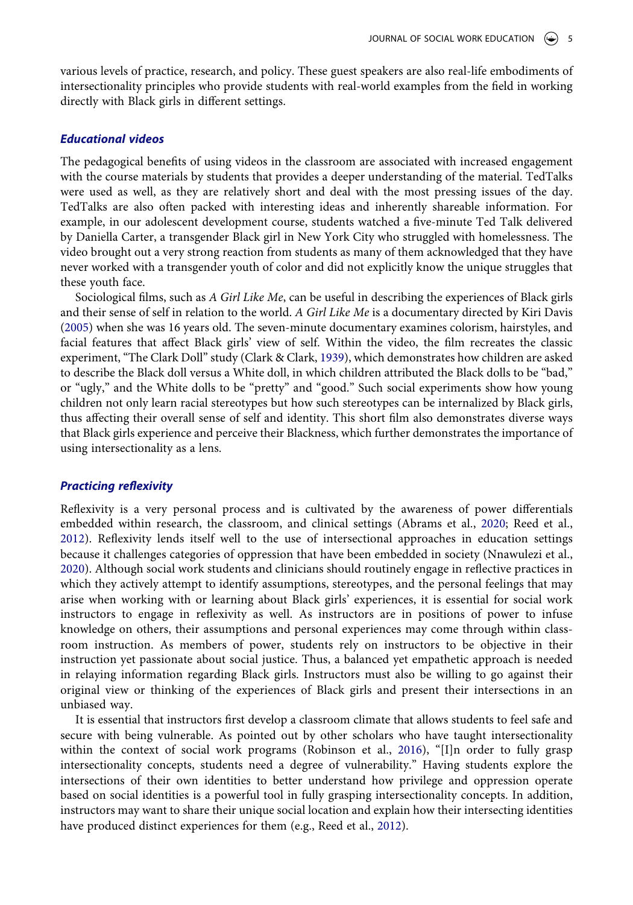various levels of practice, research, and policy. These guest speakers are also real-life embodiments of intersectionality principles who provide students with real-world examples from the field in working directly with Black girls in different settings.

### *Educational videos*

The pedagogical benefits of using videos in the classroom are associated with increased engagement with the course materials by students that provides a deeper understanding of the material. TedTalks were used as well, as they are relatively short and deal with the most pressing issues of the day. TedTalks are also often packed with interesting ideas and inherently shareable information. For example, in our adolescent development course, students watched a five-minute Ted Talk delivered by Daniella Carter, a transgender Black girl in New York City who struggled with homelessness. The video brought out a very strong reaction from students as many of them acknowledged that they have never worked with a transgender youth of color and did not explicitly know the unique struggles that these youth face.

Sociological films, such as *A Girl Like Me*, can be useful in describing the experiences of Black girls and their sense of self in relation to the world. *A Girl Like Me* is a documentary directed by Kiri Davis (2005) when she was 16 years old. The seven-minute documentary examines colorism, hairstyles, and facial features that affect Black girls' view of self. Within the video, the film recreates the classic experiment, "The Clark Doll" study (Clark & Clark, 1939), which demonstrates how children are asked to describe the Black doll versus a White doll, in which children attributed the Black dolls to be "bad," or "ugly," and the White dolls to be "pretty" and "good." Such social experiments show how young children not only learn racial stereotypes but how such stereotypes can be internalized by Black girls, thus affecting their overall sense of self and identity. This short film also demonstrates diverse ways that Black girls experience and perceive their Blackness, which further demonstrates the importance of using intersectionality as a lens.

### *Practicing reflexivity*

Reflexivity is a very personal process and is cultivated by the awareness of power differentials embedded within research, the classroom, and clinical settings (Abrams et al., 2020; Reed et al., 2012). Reflexivity lends itself well to the use of intersectional approaches in education settings because it challenges categories of oppression that have been embedded in society (Nnawulezi et al., 2020). Although social work students and clinicians should routinely engage in reflective practices in which they actively attempt to identify assumptions, stereotypes, and the personal feelings that may arise when working with or learning about Black girls' experiences, it is essential for social work instructors to engage in reflexivity as well. As instructors are in positions of power to infuse knowledge on others, their assumptions and personal experiences may come through within classroom instruction. As members of power, students rely on instructors to be objective in their instruction yet passionate about social justice. Thus, a balanced yet empathetic approach is needed in relaying information regarding Black girls. Instructors must also be willing to go against their original view or thinking of the experiences of Black girls and present their intersections in an unbiased way.

It is essential that instructors first develop a classroom climate that allows students to feel safe and secure with being vulnerable. As pointed out by other scholars who have taught intersectionality within the context of social work programs (Robinson et al., 2016), "[I]n order to fully grasp intersectionality concepts, students need a degree of vulnerability." Having students explore the intersections of their own identities to better understand how privilege and oppression operate based on social identities is a powerful tool in fully grasping intersectionality concepts. In addition, instructors may want to share their unique social location and explain how their intersecting identities have produced distinct experiences for them (e.g., Reed et al., 2012).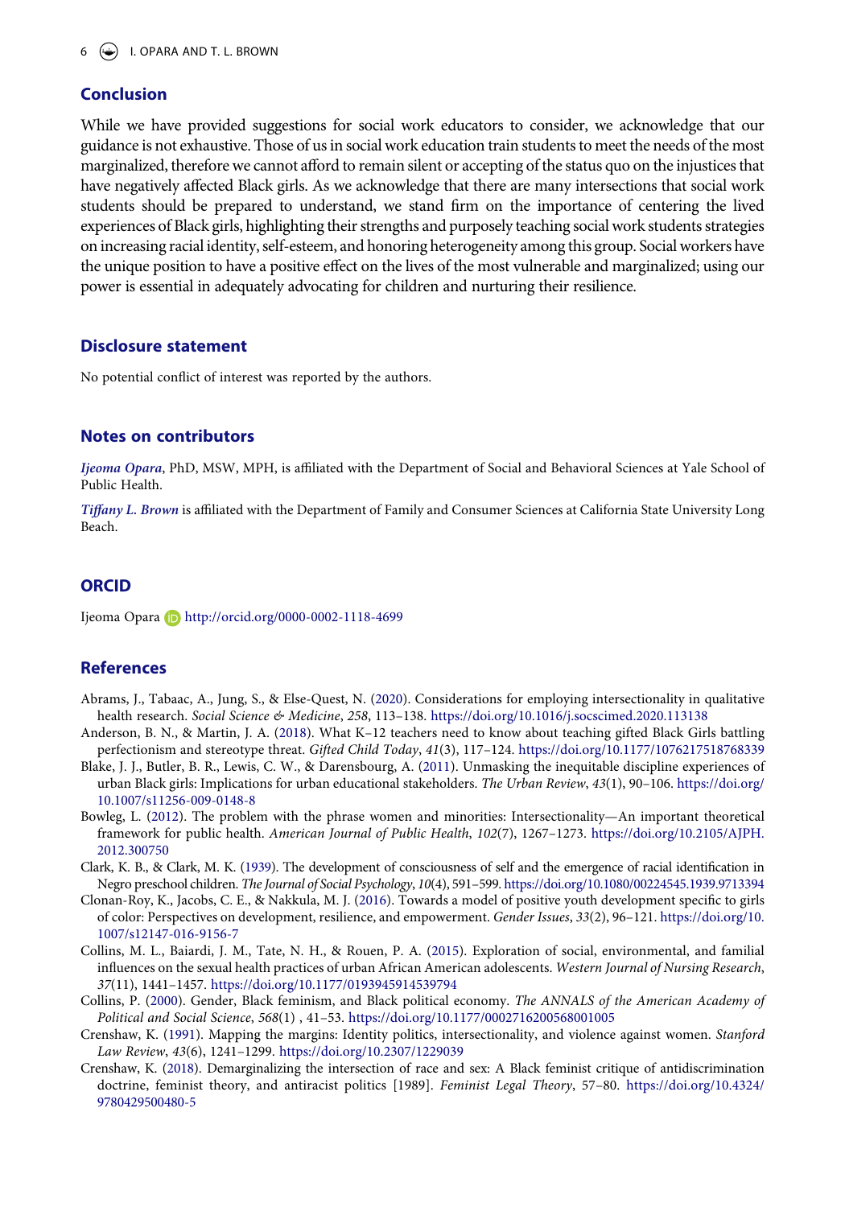## Conclusion

While we have provided suggestions for social work educators to consider, we acknowledge that our guidance is not exhaustive. Those of us in social work education train students to meet the needs of the most marginalized, therefore we cannot afford to remain silent or accepting of the status quo on the injustices that have negatively affected Black girls. As we acknowledge that there are many intersections that social work students should be prepared to understand, we stand firm on the importance of centering the lived experiences of Black girls, highlighting their strengths and purposely teaching social work students strategies on increasing racial identity, self-esteem, and honoring heterogeneity among this group. Social workers have the unique position to have a positive effect on the lives of the most vulnerable and marginalized; using our power is essential in adequately advocating for children and nurturing their resilience.

## Disclosure statement

No potential conflict of interest was reported by the authors.

## Notes on contributors

*Ijeoma Opara*, PhD, MSW, MPH, is affiliated with the Department of Social and Behavioral Sciences at Yale School of Public Health.

*Tiffany L. Brown* is affiliated with the Department of Family and Consumer Sciences at California State University Long Beach.

## ORCID

Ijeoma Opara http://orcid.org/0000-0002-1118-4699

## References

Abrams, J., Tabaac, A., Jung, S., & Else-Quest, N. (2020). Considerations for employing intersectionality in qualitative health research. *Social Science & Medicine*, *258*, 113–138. https://doi.org/10.1016/j.socscimed.2020.113138

Anderson, B. N., & Martin, J. A. (2018). What K–12 teachers need to know about teaching gifted Black Girls battling perfectionism and stereotype threat. *Gifted Child Today*, *41*(3), 117–124. https://doi.org/10.1177/1076217518768339

Blake, J. J., Butler, B. R., Lewis, C. W., & Darensbourg, A. (2011). Unmasking the inequitable discipline experiences of urban Black girls: Implications for urban educational stakeholders. *The Urban Review*, *43*(1), 90–106. https://doi.org/10.1007/s11256-009-0148-8

Bowleg, L. (2012). The problem with the phrase women and minorities: Intersectionality—An important theoretical framework for public health. *American Journal of Public Health*, *102*(7), 1267–1273. https://doi.org/10.2105/AJPH.2012.300750

Clark, K. B., & Clark, M. K. (1939). The development of consciousness of self and the emergence of racial identification in Negro preschool children. *The Journal of Social Psychology*, *10*(4), 591–599. https://doi.org/10.1080/00224545.1939.9713394

Clonan-Roy, K., Jacobs, C. E., & Nakkula, M. J. (2016). Towards a model of positive youth development specific to girls of color: Perspectives on development, resilience, and empowerment. *Gender Issues*, *33*(2), 96–121. https://doi.org/10.1007/s12147-016-9156-7

Collins, M. L., Baiardi, J. M., Tate, N. H., & Rouen, P. A. (2015). Exploration of social, environmental, and familial influences on the sexual health practices of urban African American adolescents. *Western Journal of Nursing Research*, *37*(11), 1441–1457. https://doi.org/10.1177/0193945914539794

Collins, P. (2000). Gender, Black feminism, and Black political economy. *The ANNALS of the American Academy of Political and Social Science*, *568*(1) , 41–53. https://doi.org/10.1177/000271620056800105

Crenshaw, K. (1991). Mapping the margins: Identity politics, intersectionality, and violence against women. *Stanford Law Review*, *43*(6), 1241–1299. https://doi.org/10.2307/1229039

Crenshaw, K. (2018). Demarginalizing the intersection of race and sex: A Black feminist critique of antidiscrimination doctrine, feminist theory, and antiracist politics [1989]. *Feminist Legal Theory*, 57–80. https://doi.org/10.4324/9780429500480-5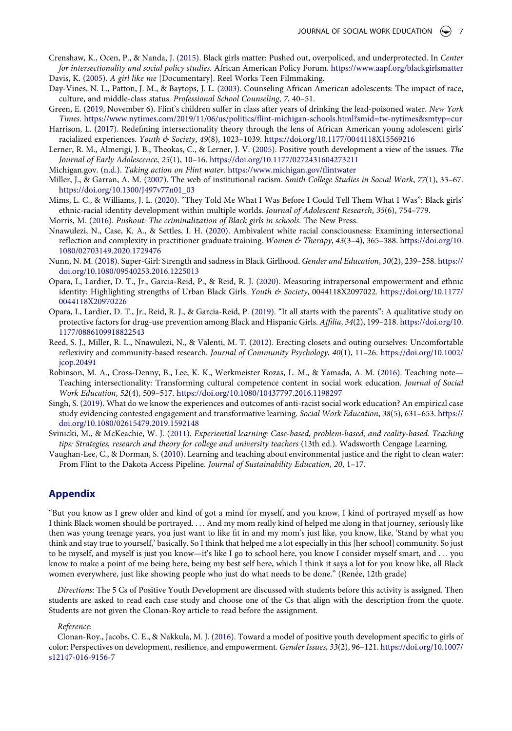Crenshaw, K., Ocen, P., & Nanda, J. (2015). Black girls matter: Pushed out, overpoliced, and underprotected. In *Center for intersectionality and social policy studies*. African American Policy Forum. https://www.aapf.org/blackgirlsmatter

Davis, K. (2005). *A girl like me* [Documentary]. Reel Works Teen Filmmaking.

Day-Vines, N. L., Patton, J. M., & Baytops, J. L. (2003). Counseling African American adolescents: The impact of race, culture, and middle-class status. *Professional School Counseling*, *7*, 40–51.

Green, E. (2019, November 6). Flint's children suffer in class after years of drinking the lead-poisoned water. *New York Times*. https://www.nytimes.com/2019/11/06/us/politics/flint-michigan-schools.html?smid=tw-nytimes&smtyp=cur

Harrison, L. (2017). Redefining intersectionality theory through the lens of African American young adolescent girls' racialized experiences. *Youth & Society*, *49*(8), 1023–1039. https://doi.org/10.1177/0044118X15569216

Lerner, R. M., Almerigi, J. B., Theokas, C., & Lerner, J. V. (2005). Positive youth development a view of the issues. *The Journal of Early Adolescence*, *25*(1), 10–16. https://doi.org/10.1177/0272431604273211

Michigan.gov. (n.d.). *Taking action on Flint water*. https://www.michigan.gov/flintwater

Miller, J., & Garran, A. M. (2007). The web of institutional racism. *Smith College Studies in Social Work*, *77*(1), 33–67. https://doi.org/10.1300/J497v77n01_03

Mims, L. C., & Williams, J. L. (2020). "They Told Me What I Was Before I Could Tell Them What I Was": Black girls' ethnic-racial identity development within multiple worlds. *Journal of Adolescent Research*, *35*(6), 754–779.

Morris, M. (2016). *Pushout: The criminalization of Black girls in schools*. The New Press.

Nnawulezi, N., Case, K. A., & Settles, I. H. (2020). Ambivalent white racial consciousness: Examining intersectional reflection and complexity in practitioner graduate training. *Women & Therapy*, *43*(3–4), 365–388. https://doi.org/10.1080/02703149.2020.1729476

Nunn, N. M. (2018). Super-Girl: Strength and sadness in Black Girlhood. *Gender and Education*, *30*(2), 239–258. https://doi.org/10.1080/09540253.2016.1225013

Opara, I., Lardier, D. T., Jr., Garcia-Reid, P., & Reid, R. J. (2020). Measuring intrapersonal empowerment and ethnic identity: Highlighting strengths of Urban Black Girls. *Youth & Society*, 0044118X2097022. https://doi.org/10.1177/0044118X20970226

Opara, I., Lardier, D. T., Jr., Reid, R. J., & Garcia-Reid, P. (2019). "It all starts with the parents": A qualitative study on protective factors for drug-use prevention among Black and Hispanic Girls. *Affilia*, *34*(2), 199–218. https://doi.org/10.1177/0886109918822543

Reed, S. J., Miller, R. L., Nnawulezi, N., & Valenti, M. T. (2012). Erecting closets and outing ourselves: Uncomfortable reflexivity and community-based research. *Journal of Community Psychology*, *40*(1), 11–26. https://doi.org/10.1002/jcop.20491

Robinson, M. A., Cross-Denny, B., Lee, K. K., Werkmeister Rozas, L. M., & Yamada, A. M. (2016). Teaching note—Teaching intersectionality: Transforming cultural competence content in social work education. *Journal of Social Work Education*, *52*(4), 509–517. https://doi.org/10.1080/10437797.2016.1198297

Singh, S. (2019). What do we know the experiences and outcomes of anti-racist social work education? An empirical case study evidencing contested engagement and transformative learning. *Social Work Education*, *38*(5), 631–653. https://doi.org/10.1080/02615479.2019.1592148

Svinicki, M., & McKeachie, W. J. (2011). *Experiential learning: Case-based, problem-based, and reality-based. Teaching tips: Strategies, research and theory for college and university teachers* (13th ed.). Wadsworth Cengage Learning.

Vaughan-Lee, C., & Dorman, S. (2010). Learning and teaching about environmental justice and the right to clean water: From Flint to the Dakota Access Pipeline. *Journal of Sustainability Education*, *20*, 1–17.

## Appendix

"But you know as I grew older and kind of got a mind for myself, and you know, I kind of portrayed myself as how I think Black women should be portrayed. . . . And my mom really kind of helped me along in that journey, seriously like then was young teenage years, you just want to like fit in and my mom's just like, you know, like, 'Stand by what you think and stay true to yourself,' basically. So I think that helped me a lot especially in this [her school] community. So just to be myself, and myself is just you know—it's like I go to school here, you know I consider myself smart, and . . . you know to make a point of me being here, being my best self here, which I think it says a lot for you know like, all Black women everywhere, just like showing people who just do what needs to be done." (Renée, 12th grade)

*Directions*: The 5 Cs of Positive Youth Development are discussed with students before this activity is assigned. Then students are asked to read each case study and choose one of the Cs that align with the description from the quote. Students are not given the Clonan-Roy article to read before the assignment.

*Reference*:

Clonan-Roy., Jacobs, C. E., & Nakkula, M. J. (2016). Toward a model of positive youth development specific to girls of color: Perspectives on development, resilience, and empowerment. *Gender Issues, 33*(2), 96–121. https://doi.org/10.1007/s12147-016-9156-7